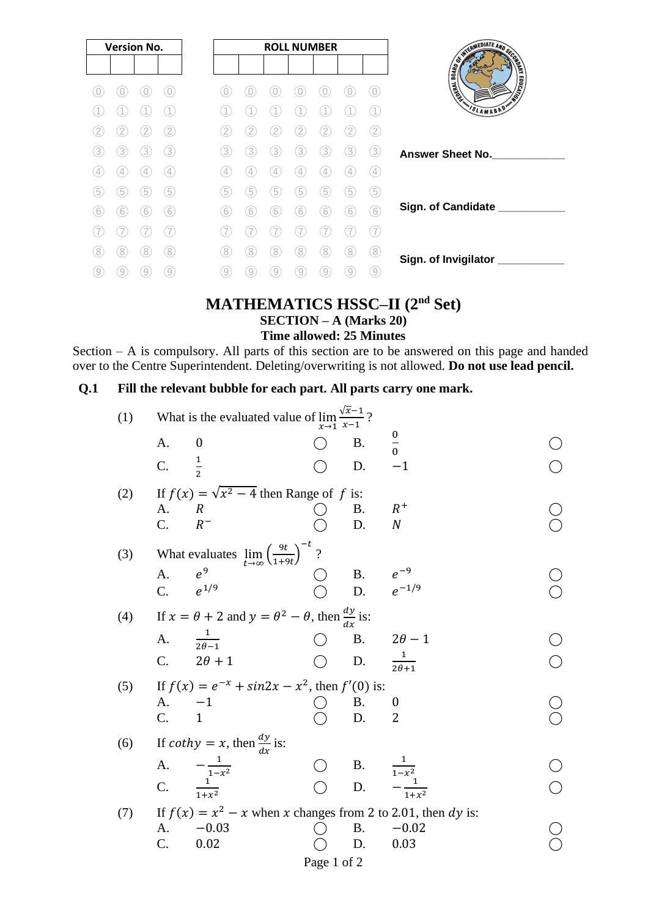| Version No. | | | |
|---|---|---|---|
| | | | |

| ROLL NUMBER | | | | | | |
|---|---|---|---|---|---|---|
| | | | | | | |

Answer Sheet No.____________

Sign. of Candidate ___________

Sign. of Invigilator ___________

# MATHEMATICS HSSC–II (2nd Set)

## SECTION – A (Marks 20)

### Time allowed: 25 Minutes

Section – A is compulsory. All parts of this section are to be answered on this page and handed over to the Centre Superintendent. Deleting/overwriting is not allowed. **Do not use lead pencil.**

**Q.1 Fill the relevant bubble for each part. All parts carry one mark.**

(1) What is the evaluated value of $\lim_{x\to 1}\frac{\sqrt{x}-1}{x-1}$ ?

- A. $0$
- B. $\frac{0}{0}$
- C. $\frac{1}{2}$
- D. $-1$

(2) If $f(x) = \sqrt{x^2 - 4}$ then Range of $f$ is:

- A. $R$
- B. $R^+$
- C. $R^-$
- D. $N$

(3) What evaluates $\lim_{t\to\infty}\left(\frac{9t}{1+9t}\right)^{-t}$ ?

- A. $e^9$
- B. $e^{-9}$
- C. $e^{1/9}$
- D. $e^{-1/9}$

(4) If $x = \theta + 2$ and $y = \theta^2 - \theta$, then $\frac{dy}{dx}$ is:

- A. $\frac{1}{2\theta-1}$
- B. $2\theta - 1$
- C. $2\theta + 1$
- D. $\frac{1}{2\theta+1}$

(5) If $f(x) = e^{-x} + sin2x - x^2$, then $f'(0)$ is:

- A. $-1$
- B. $0$
- C. $1$
- D. $2$

(6) If $coth y = x$, then $\frac{dy}{dx}$ is:

- A. $-\frac{1}{1-x^2}$
- B. $\frac{1}{1-x^2}$
- C. $\frac{1}{1+x^2}$
- D. $-\frac{1}{1+x^2}$

(7) If $f(x) = x^2 - x$ when $x$ changes from 2 to 2.01, then $dy$ is:

- A. $-0.03$
- B. $-0.02$
- C. $0.02$
- D. $0.03$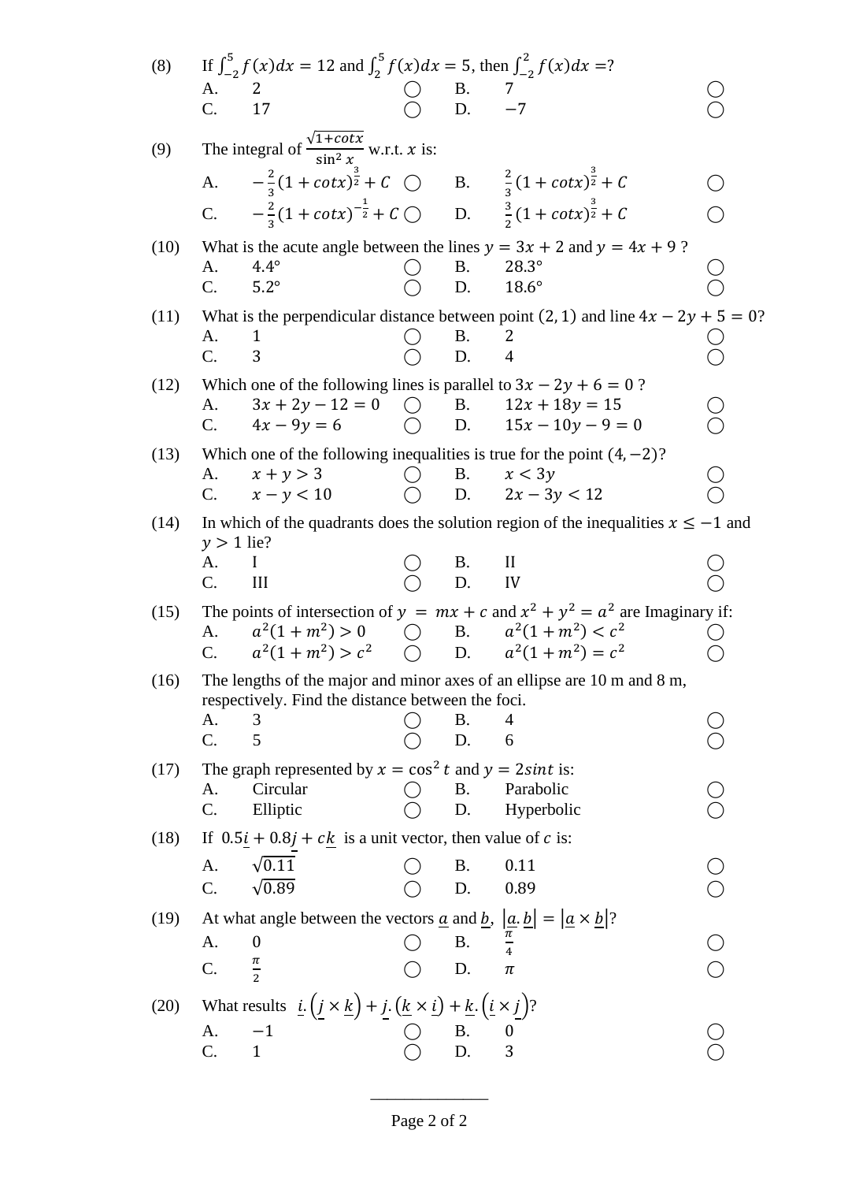(8) If $\int_{-2}^{5} f(x)dx = 12$ and $\int_{2}^{5} f(x)dx = 5$, then $\int_{-2}^{2} f(x)dx =$?

| | | | | | |
|---|---|---|---|---|---|
| A. | 2 | ◯ | B. | 7 | ◯ |
| C. | 17 | ◯ | D. | $-7$ | ◯ |

(9) The integral of $\frac{\sqrt{1+cotx}}{\sin^2 x}$ w.r.t. $x$ is:

| | | | | | |
|---|---|---|---|---|---|
| A. | $-\frac{2}{3}(1+cotx)^{\frac{3}{2}} + C$ | ◯ | B. | $\frac{2}{3}(1+cotx)^{\frac{3}{2}} + C$ | ◯ |
| C. | $-\frac{2}{3}(1+cotx)^{-\frac{1}{2}} + C$ | ◯ | D. | $\frac{3}{2}(1+cotx)^{\frac{3}{2}} + C$ | ◯ |

(10) What is the acute angle between the lines $y = 3x + 2$ and $y = 4x + 9$ ?

| | | | | | |
|---|---|---|---|---|---|
| A. | 4.4° | ◯ | B. | 28.3° | ◯ |
| C. | 5.2° | ◯ | D. | 18.6° | ◯ |

(11) What is the perpendicular distance between point $(2, 1)$ and line $4x - 2y + 5 = 0$?

| | | | | | |
|---|---|---|---|---|---|
| A. | 1 | ◯ | B. | 2 | ◯ |
| C. | 3 | ◯ | D. | 4 | ◯ |

(12) Which one of the following lines is parallel to $3x - 2y + 6 = 0$ ?

| | | | | | |
|---|---|---|---|---|---|
| A. | $3x + 2y - 12 = 0$ | ◯ | B. | $12x + 18y = 15$ | ◯ |
| C. | $4x - 9y = 6$ | ◯ | D. | $15x - 10y - 9 = 0$ | ◯ |

(13) Which one of the following inequalities is true for the point $(4, -2)$?

| | | | | | |
|---|---|---|---|---|---|
| A. | $x + y > 3$ | ◯ | B. | $x < 3y$ | ◯ |
| C. | $x - y < 10$ | ◯ | D. | $2x - 3y < 12$ | ◯ |

(14) In which of the quadrants does the solution region of the inequalities $x \leq -1$ and $y > 1$ lie?

| | | | | | |
|---|---|---|---|---|---|
| A. | I | ◯ | B. | II | ◯ |
| C. | III | ◯ | D. | IV | ◯ |

(15) The points of intersection of $y = mx + c$ and $x^2 + y^2 = a^2$ are Imaginary if:

| | | | | | |
|---|---|---|---|---|---|
| A. | $a^2(1 + m^2) > 0$ | ◯ | B. | $a^2(1 + m^2) < c^2$ | ◯ |
| C. | $a^2(1 + m^2) > c^2$ | ◯ | D. | $a^2(1 + m^2) = c^2$ | ◯ |

(16) The lengths of the major and minor axes of an ellipse are 10 m and 8 m, respectively. Find the distance between the foci.

| | | | | | |
|---|---|---|---|---|---|
| A. | 3 | ◯ | B. | 4 | ◯ |
| C. | 5 | ◯ | D. | 6 | ◯ |

(17) The graph represented by $x = \cos^2 t$ and $y = 2sint$ is:

| | | | | | |
|---|---|---|---|---|---|
| A. | Circular | ◯ | B. | Parabolic | ◯ |
| C. | Elliptic | ◯ | D. | Hyperbolic | ◯ |

(18) If $0.5\underline{i} + 0.8\underline{j} + c\underline{k}$ is a unit vector, then value of $c$ is:

| | | | | | |
|---|---|---|---|---|---|
| A. | $\sqrt{0.11}$ | ◯ | B. | 0.11 | ◯ |
| C. | $\sqrt{0.89}$ | ◯ | D. | 0.89 | ◯ |

(19) At what angle between the vectors $\underline{a}$ and $\underline{b}$, $|\underline{a}.\underline{b}| = |\underline{a} \times \underline{b}|$?

| | | | | | |
|---|---|---|---|---|---|
| A. | 0 | ◯ | B. | $\frac{\pi}{4}$ | ◯ |
| C. | $\frac{\pi}{2}$ | ◯ | D. | $\pi$ | ◯ |

(20) What results $\underline{i}.\left(\underline{j} \times \underline{k}\right) + \underline{j}.\left(\underline{k} \times \underline{i}\right) + \underline{k}.\left(\underline{i} \times \underline{j}\right)$?

| | | | | | |
|---|---|---|---|---|---|
| A. | $-1$ | ◯ | B. | 0 | ◯ |
| C. | 1 | ◯ | D. | 3 | ◯ |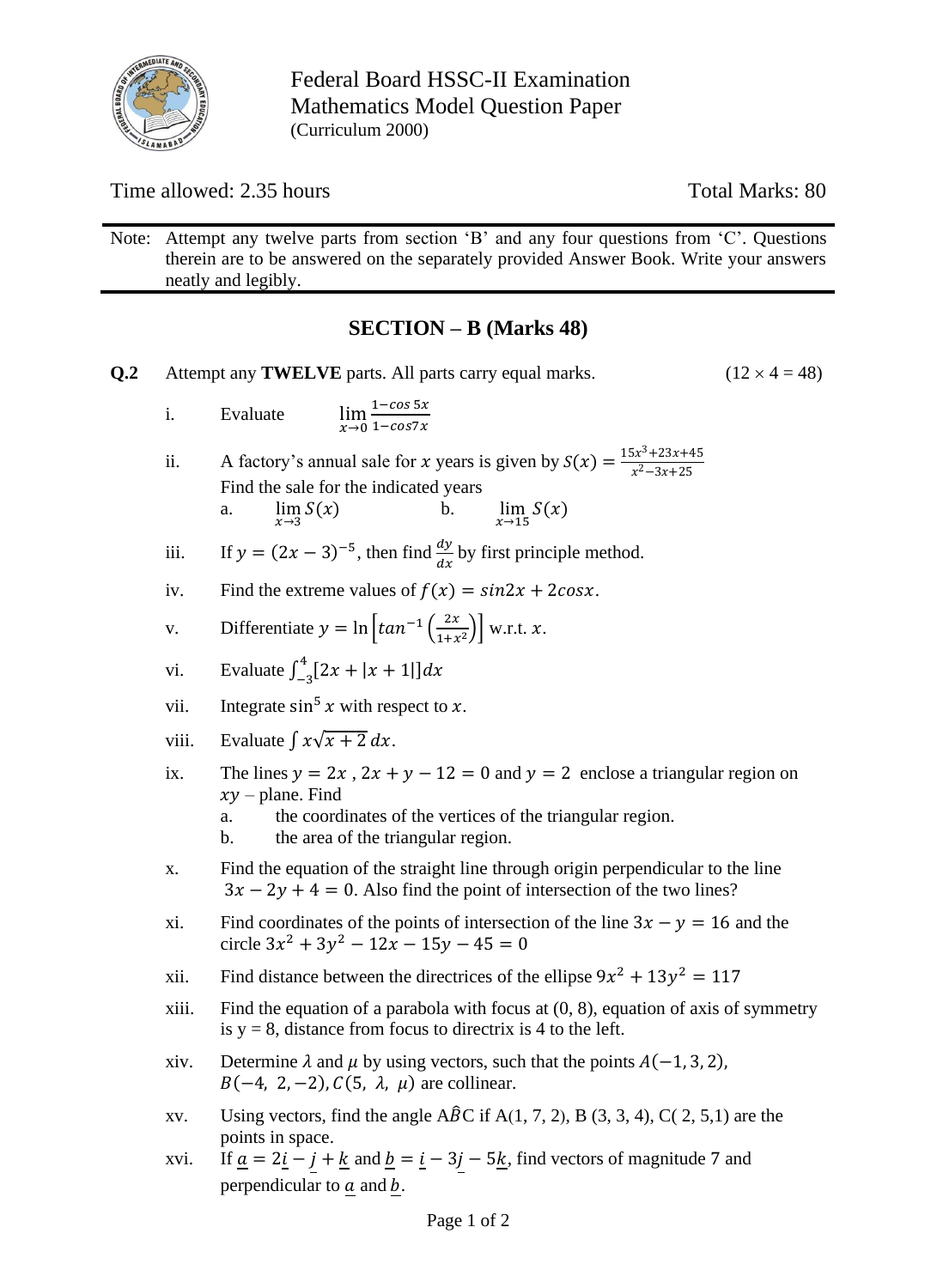Federal Board HSSC-II Examination
Mathematics Model Question Paper
(Curriculum 2000)

Time allowed: 2.35 hours

Total Marks: 80

Note: Attempt any twelve parts from section 'B' and any four questions from 'C'. Questions therein are to be answered on the separately provided Answer Book. Write your answers neatly and legibly.

## SECTION – B (Marks 48)

**Q.2** Attempt any **TWELVE** parts. All parts carry equal marks. (12 × 4 = 48)

i. Evaluate $\lim\limits_{x\to 0} \frac{1-\cos 5x}{1-\cos 7x}$

ii. A factory's annual sale for $x$ years is given by $S(x) = \frac{15x^3+23x+45}{x^2-3x+25}$
Find the sale for the indicated years

a. $\lim\limits_{x\to 3} S(x)$  b. $\lim\limits_{x\to 15} S(x)$

iii. If $y = (2x-3)^{-5}$, then find $\frac{dy}{dx}$ by first principle method.

iv. Find the extreme values of $f(x) = \sin 2x + 2\cos x$.

v. Differentiate $y = \ln\left[\tan^{-1}\left(\frac{2x}{1+x^2}\right)\right]$ w.r.t. $x$.

vi. Evaluate $\int_{-3}^{4}[2x + |x+1|]dx$

vii. Integrate $\sin^5 x$ with respect to $x$.

viii. Evaluate $\int x\sqrt{x+2}\,dx$.

ix. The lines $y = 2x$ , $2x + y - 12 = 0$ and $y = 2$ enclose a triangular region on $xy$ – plane. Find

a. the coordinates of the vertices of the triangular region.

b. the area of the triangular region.

x. Find the equation of the straight line through origin perpendicular to the line $3x - 2y + 4 = 0$. Also find the point of intersection of the two lines?

xi. Find coordinates of the points of intersection of the line $3x - y = 16$ and the circle $3x^2 + 3y^2 - 12x - 15y - 45 = 0$

xii. Find distance between the directrices of the ellipse $9x^2 + 13y^2 = 117$

xiii. Find the equation of a parabola with focus at (0, 8), equation of axis of symmetry is y = 8, distance from focus to directrix is 4 to the left.

xiv. Determine $\lambda$ and $\mu$ by using vectors, such that the points $A(-1, 3, 2)$, $B(-4, 2, -2)$, $C(5, \lambda, \mu)$ are collinear.

xv. Using vectors, find the angle $A\hat{B}C$ if A(1, 7, 2), B (3, 3, 4), C( 2, 5,1) are the points in space.

xvi. If $\underline{a} = 2\underline{i} - \underline{j} + \underline{k}$ and $\underline{b} = \underline{i} - 3\underline{j} - 5\underline{k}$, find vectors of magnitude 7 and perpendicular to $\underline{a}$ and $\underline{b}$.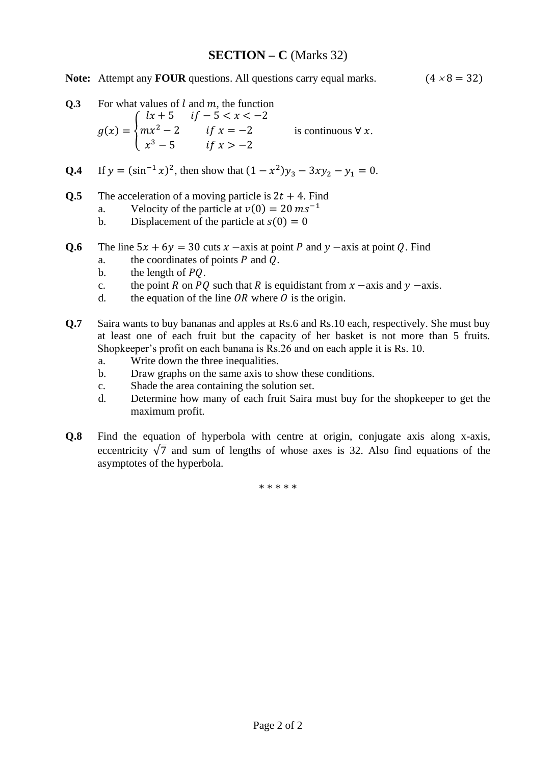## SECTION – C (Marks 32)

**Note:** Attempt any **FOUR** questions. All questions carry equal marks. $(4 \times 8 = 32)$

**Q.3** For what values of $l$ and $m$, the function

$$g(x) = \begin{cases} lx + 5 & if -5 < x < -2 \\ mx^2 - 2 & if\ x = -2 \\ x^3 - 5 & if\ x > -2 \end{cases}$$ is continuous $\forall\ x$.

**Q.4** If $y = (\sin^{-1} x)^2$, then show that $(1 - x^2)y_3 - 3xy_2 - y_1 = 0$.

**Q.5** The acceleration of a moving particle is $2t + 4$. Find

a. Velocity of the particle at $v(0) = 20\ ms^{-1}$

b. Displacement of the particle at $s(0) = 0$

**Q.6** The line $5x + 6y = 30$ cuts $x$ −axis at point $P$ and $y$ −axis at point $Q$. Find

a. the coordinates of points $P$ and $Q$.

b. the length of $PQ$.

c. the point $R$ on $PQ$ such that $R$ is equidistant from $x$ −axis and $y$ −axis.

d. the equation of the line $OR$ where $O$ is the origin.

**Q.7** Saira wants to buy bananas and apples at Rs.6 and Rs.10 each, respectively. She must buy at least one of each fruit but the capacity of her basket is not more than 5 fruits. Shopkeeper's profit on each banana is Rs.26 and on each apple it is Rs. 10.

a. Write down the three inequalities.

b. Draw graphs on the same axis to show these conditions.

c. Shade the area containing the solution set.

d. Determine how many of each fruit Saira must buy for the shopkeeper to get the maximum profit.

**Q.8** Find the equation of hyperbola with centre at origin, conjugate axis along x-axis, eccentricity $\sqrt{7}$ and sum of lengths of whose axes is 32. Also find equations of the asymptotes of the hyperbola.

\* \* \* \* \*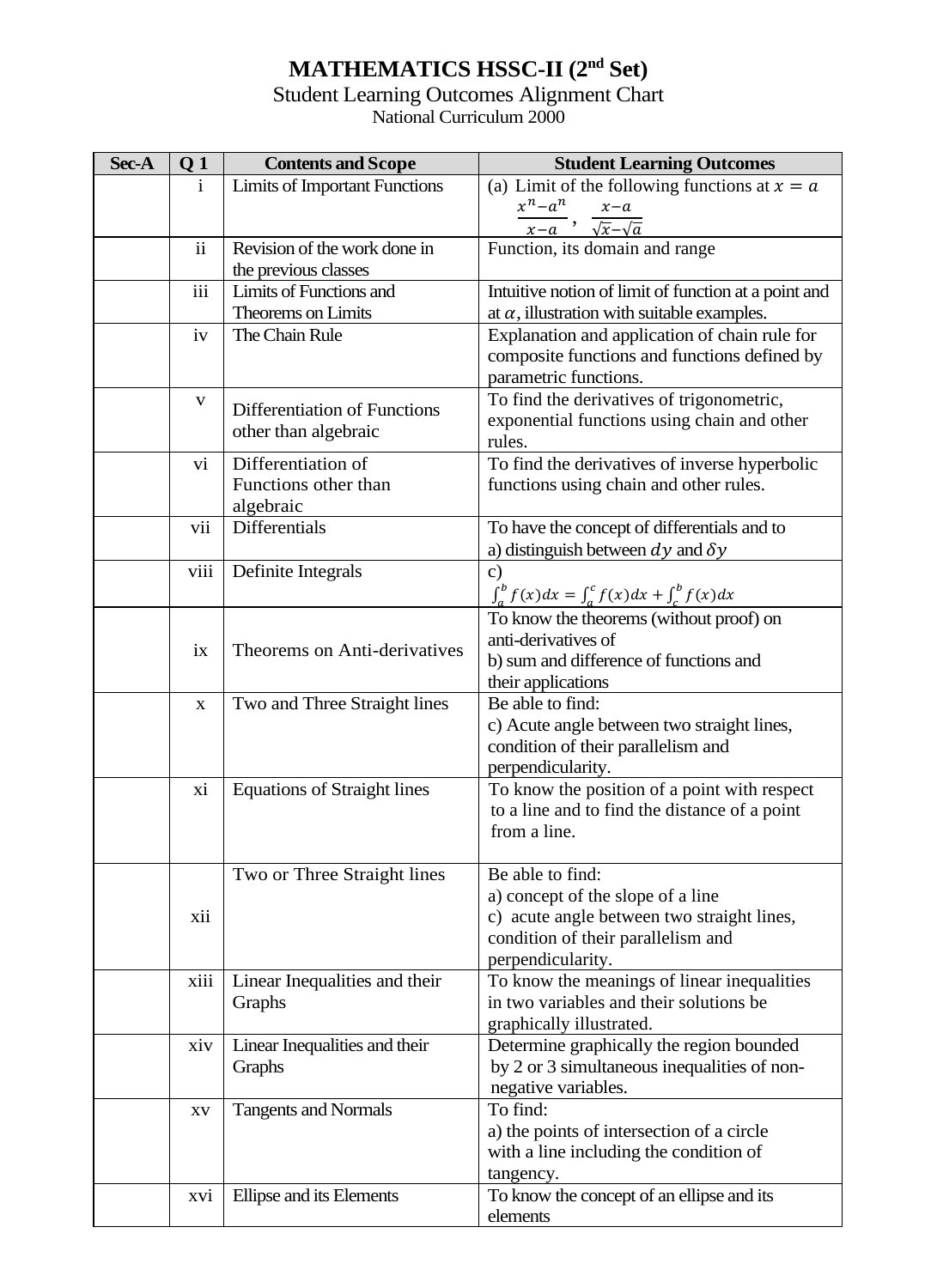# MATHEMATICS HSSC-II (2nd Set)

Student Learning Outcomes Alignment Chart

National Curriculum 2000

| Sec-A | Q 1 | Contents and Scope | Student Learning Outcomes |
|---|---|---|---|
| | i | Limits of Important Functions | (a) Limit of the following functions at $x = a$ $\frac{x^n - a^n}{x-a}$, $\frac{x-a}{\sqrt{x}-\sqrt{a}}$ |
| | ii | Revision of the work done in the previous classes | Function, its domain and range |
| | iii | Limits of Functions and Theorems on Limits | Intuitive notion of limit of function at a point and at $\alpha$, illustration with suitable examples. |
| | iv | The Chain Rule | Explanation and application of chain rule for composite functions and functions defined by parametric functions. |
| | v | Differentiation of Functions other than algebraic | To find the derivatives of trigonometric, exponential functions using chain and other rules. |
| | vi | Differentiation of Functions other than algebraic | To find the derivatives of inverse hyperbolic functions using chain and other rules. |
| | vii | Differentials | To have the concept of differentials and to a) distinguish between $dy$ and $\delta y$ |
| | viii | Definite Integrals | c) $\int_a^b f(x)dx = \int_a^c f(x)dx + \int_c^b f(x)dx$ |
| | ix | Theorems on Anti-derivatives | To know the theorems (without proof) on anti-derivatives of b) sum and difference of functions and their applications |
| | x | Two and Three Straight lines | Be able to find: c) Acute angle between two straight lines, condition of their parallelism and perpendicularity. |
| | xi | Equations of Straight lines | To know the position of a point with respect to a line and to find the distance of a point from a line. |
| | xii | Two or Three Straight lines | Be able to find: a) concept of the slope of a line c) acute angle between two straight lines, condition of their parallelism and perpendicularity. |
| | xiii | Linear Inequalities and their Graphs | To know the meanings of linear inequalities in two variables and their solutions be graphically illustrated. |
| | xiv | Linear Inequalities and their Graphs | Determine graphically the region bounded by 2 or 3 simultaneous inequalities of non-negative variables. |
| | xv | Tangents and Normals | To find: a) the points of intersection of a circle with a line including the condition of tangency. |
| | xvi | Ellipse and its Elements | To know the concept of an ellipse and its elements |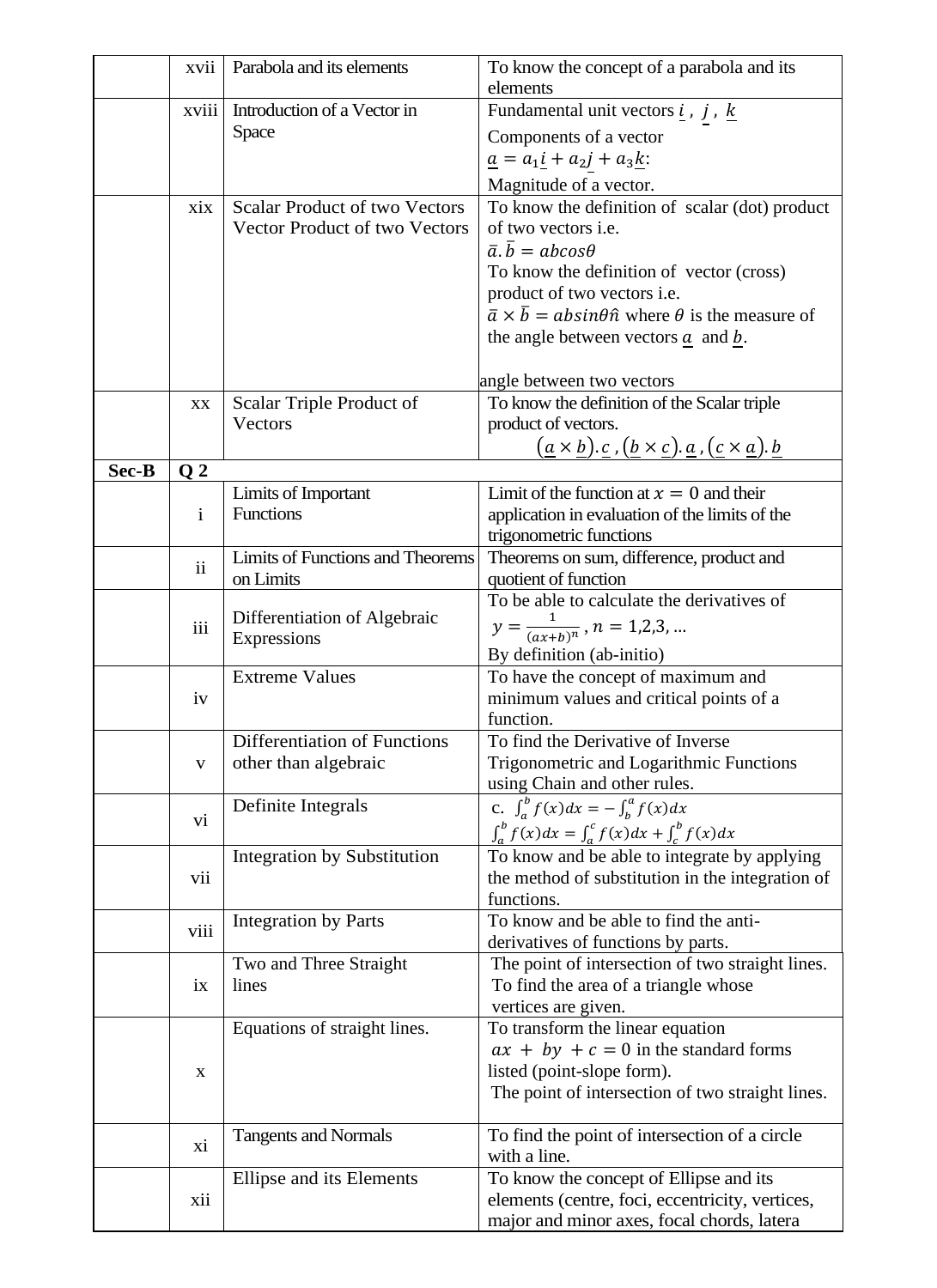|  |  |  |  |
|---|---|---|---|
|  | xvii | Parabola and its elements | To know the concept of a parabola and its elements |
|  | xviii | Introduction of a Vector in Space | Fundamental unit vectors $\underline{i}$ , $\underline{j}$ , $\underline{k}$<br>Components of a vector<br>$\underline{a} = a_1\underline{i} + a_2\underline{j} + a_3\underline{k}$:<br>Magnitude of a vector. |
|  | xix | Scalar Product of two Vectors<br>Vector Product of two Vectors | To know the definition of scalar (dot) product of two vectors i.e.<br>$\bar{a}.\bar{b} = abcos\theta$<br>To know the definition of vector (cross) product of two vectors i.e.<br>$\bar{a} \times \bar{b} = absin\theta\hat{n}$ where $\theta$ is the measure of the angle between vectors $\underline{a}$ and $\underline{b}$.<br><br>angle between two vectors |
|  | xx | Scalar Triple Product of Vectors | To know the definition of the Scalar triple product of vectors.<br>$(\underline{a} \times \underline{b}).\underline{c}$ , $(\underline{b} \times \underline{c}).\underline{a}$ , $(\underline{c} \times \underline{a}).\underline{b}$ |
| **Sec-B** | **Q 2** |  |  |
|  | i | Limits of Important Functions | Limit of the function at $x = 0$ and their application in evaluation of the limits of the trigonometric functions |
|  | ii | Limits of Functions and Theorems on Limits | Theorems on sum, difference, product and quotient of function |
|  | iii | Differentiation of Algebraic Expressions | To be able to calculate the derivatives of<br>$y = \frac{1}{(ax+b)^n}$ , $n = 1,2,3, \ldots$<br>By definition (ab-initio) |
|  | iv | Extreme Values | To have the concept of maximum and minimum values and critical points of a function. |
|  | v | Differentiation of Functions other than algebraic | To find the Derivative of Inverse Trigonometric and Logarithmic Functions using Chain and other rules. |
|  | vi | Definite Integrals | c. $\int_a^b f(x)dx = -\int_b^a f(x)dx$<br>$\int_a^b f(x)dx = \int_a^c f(x)dx + \int_c^b f(x)dx$ |
|  | vii | Integration by Substitution | To know and be able to integrate by applying the method of substitution in the integration of functions. |
|  | viii | Integration by Parts | To know and be able to find the anti-derivatives of functions by parts. |
|  | ix | Two and Three Straight lines | The point of intersection of two straight lines.<br>To find the area of a triangle whose vertices are given. |
|  | x | Equations of straight lines. | To transform the linear equation<br>$ax + by + c = 0$ in the standard forms listed (point-slope form).<br>The point of intersection of two straight lines. |
|  | xi | Tangents and Normals | To find the point of intersection of a circle with a line. |
|  | xii | Ellipse and its Elements | To know the concept of Ellipse and its elements (centre, foci, eccentricity, vertices, major and minor axes, focal chords, latera |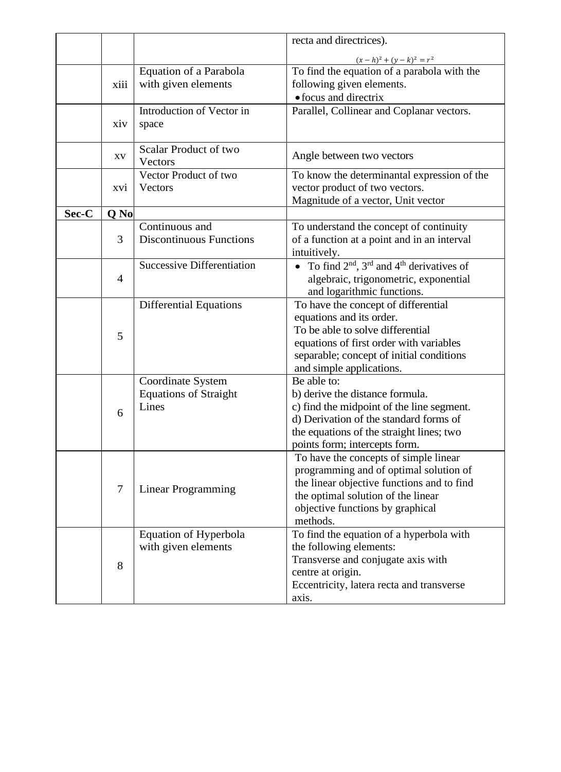| | | | |
|---|---|---|---|
| | | | recta and directrices). $(x-h)^2+(y-k)^2=r^2$ |
| | xiii | Equation of a Parabola with given elements | To find the equation of a parabola with the following given elements. • focus and directrix |
| | xiv | Introduction of Vector in space | Parallel, Collinear and Coplanar vectors. |
| | xv | Scalar Product of two Vectors | Angle between two vectors |
| | xvi | Vector Product of two Vectors | To know the determinantal expression of the vector product of two vectors. Magnitude of a vector, Unit vector |
| **Sec-C** | **Q No** | | |
| | 3 | Continuous and Discontinuous Functions | To understand the concept of continuity of a function at a point and in an interval intuitively. |
| | 4 | Successive Differentiation | • To find $2^{nd}$, $3^{rd}$ and $4^{th}$ derivatives of algebraic, trigonometric, exponential and logarithmic functions. |
| | 5 | Differential Equations | To have the concept of differential equations and its order. To be able to solve differential equations of first order with variables separable; concept of initial conditions and simple applications. |
| | 6 | Coordinate System Equations of Straight Lines | Be able to: b) derive the distance formula. c) find the midpoint of the line segment. d) Derivation of the standard forms of the equations of the straight lines; two points form; intercepts form. |
| | 7 | Linear Programming | To have the concepts of simple linear programming and of optimal solution of the linear objective functions and to find the optimal solution of the linear objective functions by graphical methods. |
| | 8 | Equation of Hyperbola with given elements | To find the equation of a hyperbola with the following elements: Transverse and conjugate axis with centre at origin. Eccentricity, latera recta and transverse axis. |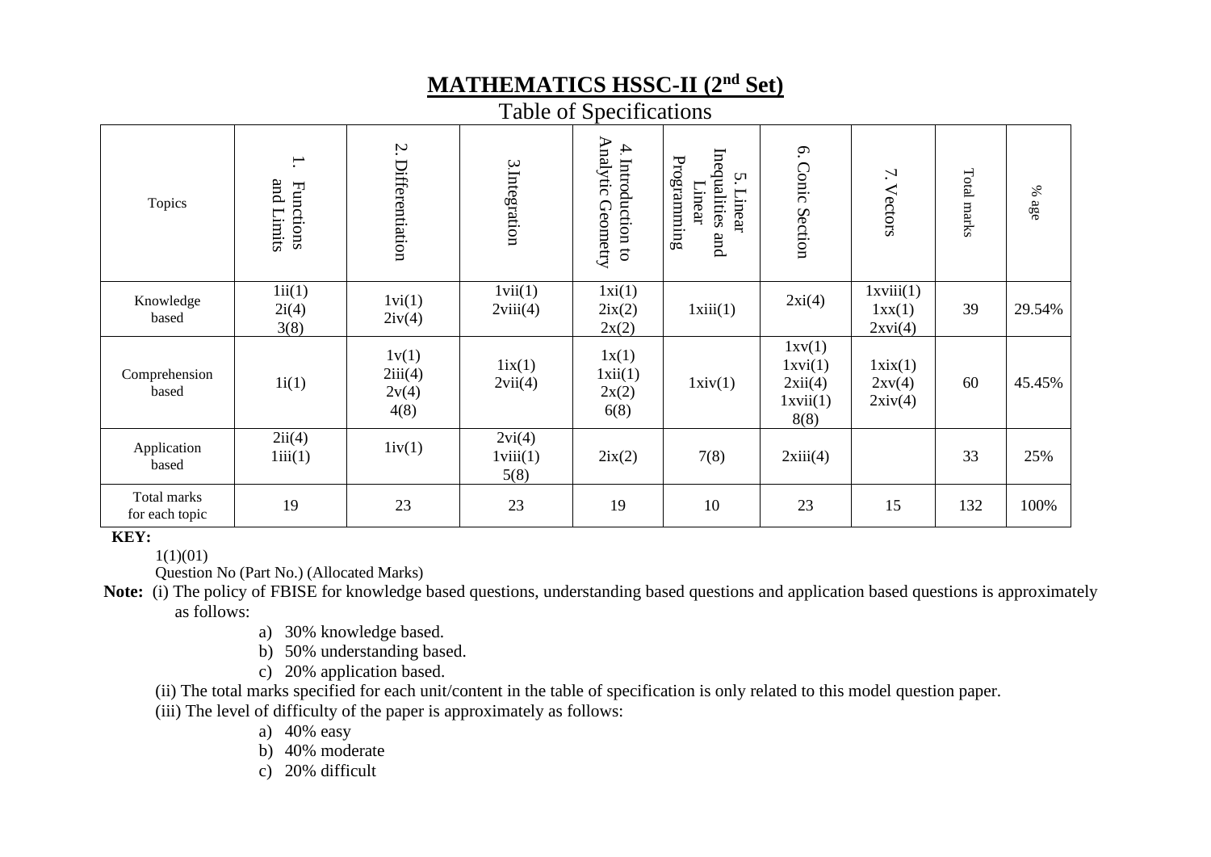# MATHEMATICS HSSC-II (2nd Set)

Table of Specifications

| Topics | 1. Functions and Limits | 2. Differentiation | 3.Integration | 4. Introduction to Analytic Geometry | 5. Linear Inequalities and Linear Programming | 6. Conic Section | 7. Vectors | Total marks | % age |
|---|---|---|---|---|---|---|---|---|---|
| Knowledge based | 1ii(1)<br>2i(4)<br>3(8) | 1vi(1)<br>2iv(4) | 1vii(1)<br>2viii(4) | 1xi(1)<br>2ix(2)<br>2x(2) | 1xiii(1) | 2xi(4) | 1xviii(1)<br>1xx(1)<br>2xvi(4) | 39 | 29.54% |
| Comprehension based | 1i(1) | 1v(1)<br>2iii(4)<br>2v(4)<br>4(8) | 1ix(1)<br>2vii(4) | 1x(1)<br>1xii(1)<br>2x(2)<br>6(8) | 1xiv(1) | 1xv(1)<br>1xvi(1)<br>2xii(4)<br>1xvii(1)<br>8(8) | 1xix(1)<br>2xv(4)<br>2xiv(4) | 60 | 45.45% |
| Application based | 2ii(4)<br>1iii(1) | 1iv(1) | 2vi(4)<br>1viii(1)<br>5(8) | 2ix(2) | 7(8) | 2xiii(4) | | 33 | 25% |
| Total marks for each topic | 19 | 23 | 23 | 19 | 10 | 23 | 15 | 132 | 100% |

**KEY:**

1(1)(01)

Question No (Part No.) (Allocated Marks)

**Note:** (i) The policy of FBISE for knowledge based questions, understanding based questions and application based questions is approximately as follows:

a) 30% knowledge based.
b) 50% understanding based.
c) 20% application based.

(ii) The total marks specified for each unit/content in the table of specification is only related to this model question paper.

(iii) The level of difficulty of the paper is approximately as follows:

a) 40% easy
b) 40% moderate
c) 20% difficult